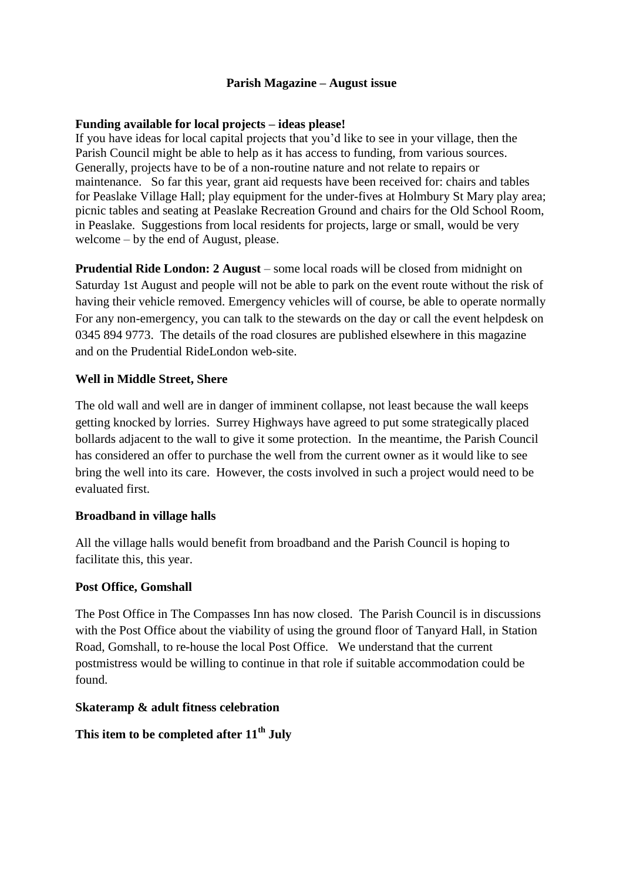**Parish Magazine – August issue**

**Funding available for local projects – ideas please!**

If you have ideas for local capital projects that you'd like to see in your village, then the Parish Council might be able to help as it has access to funding, from various sources. Generally, projects have to be of a non-routine nature and not relate to repairs or maintenance. So far this year, grant aid requests have been received for: chairs and tables for Peaslake Village Hall; play equipment for the under-fives at Holmbury St Mary play area; picnic tables and seating at Peaslake Recreation Ground and chairs for the Old School Room, in Peaslake. Suggestions from local residents for projects, large or small, would be very welcome – by the end of August, please.

**Prudential Ride London: 2 August** – some local roads will be closed from midnight on Saturday 1st August and people will not be able to park on the event route without the risk of having their vehicle removed. Emergency vehicles will of course, be able to operate normally For any non-emergency, you can talk to the stewards on the day or call the event helpdesk on 0345 894 9773. The details of the road closures are published elsewhere in this magazine and on the Prudential RideLondon web-site.

**Well in Middle Street, Shere**

The old wall and well are in danger of imminent collapse, not least because the wall keeps getting knocked by lorries. Surrey Highways have agreed to put some strategically placed bollards adjacent to the wall to give it some protection. In the meantime, the Parish Council has considered an offer to purchase the well from the current owner as it would like to see bring the well into its care. However, the costs involved in such a project would need to be evaluated first.

**Broadband in village halls**

All the village halls would benefit from broadband and the Parish Council is hoping to facilitate this, this year.

**Post Office, Gomshall**

The Post Office in The Compasses Inn has now closed. The Parish Council is in discussions with the Post Office about the viability of using the ground floor of Tanyard Hall, in Station Road, Gomshall, to re-house the local Post Office. We understand that the current postmistress would be willing to continue in that role if suitable accommodation could be found.

**Skateramp & adult fitness celebration**

**This item to be completed after 11th July**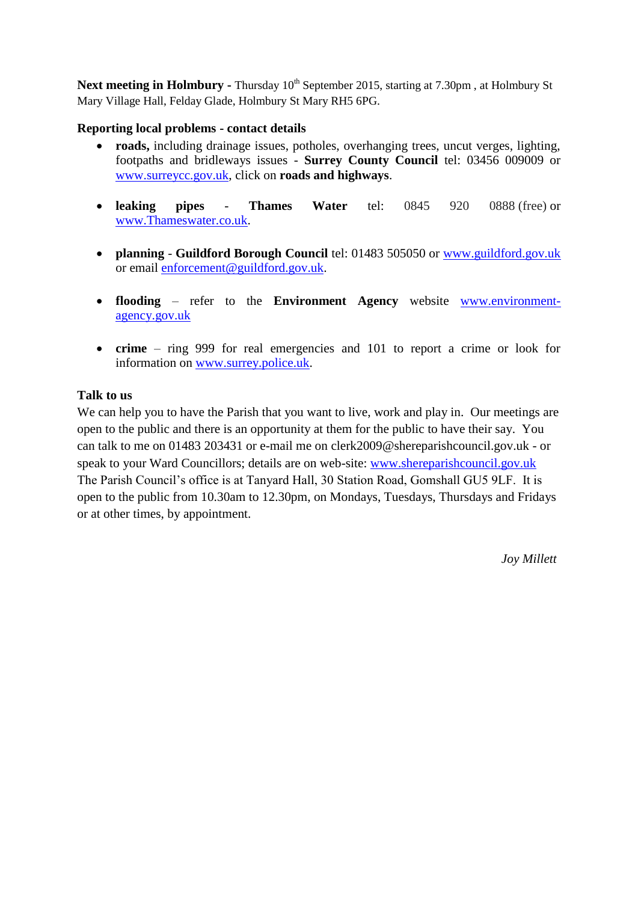**Next meeting in Holmbury -** Thursday 10th September 2015, starting at 7.30pm , at Holmbury St Mary Village Hall, Felday Glade, Holmbury St Mary RH5 6PG.

**Reporting local problems - contact details**

- **roads,** including drainage issues, potholes, overhanging trees, uncut verges, lighting, footpaths and bridleways issues - **Surrey County Council** tel: 03456 009009 or www.surreycc.gov.uk, click on **roads and highways**.
- **leaking pipes** - **Thames Water** tel: 0845 920 0888 (free) or www.Thameswater.co.uk.
- **planning** - **Guildford Borough Council** tel: 01483 505050 or www.guildford.gov.uk or email enforcement@guildford.gov.uk.
- **flooding** – refer to the **Environment Agency** website www.environment-agency.gov.uk
- **crime** – ring 999 for real emergencies and 101 to report a crime or look for information on www.surrey.police.uk.

**Talk to us**

We can help you to have the Parish that you want to live, work and play in. Our meetings are open to the public and there is an opportunity at them for the public to have their say. You can talk to me on 01483 203431 or e-mail me on clerk2009@shereparishcouncil.gov.uk - or speak to your Ward Councillors; details are on web-site: www.shereparishcouncil.gov.uk The Parish Council's office is at Tanyard Hall, 30 Station Road, Gomshall GU5 9LF. It is open to the public from 10.30am to 12.30pm, on Mondays, Tuesdays, Thursdays and Fridays or at other times, by appointment.

*Joy Millett*